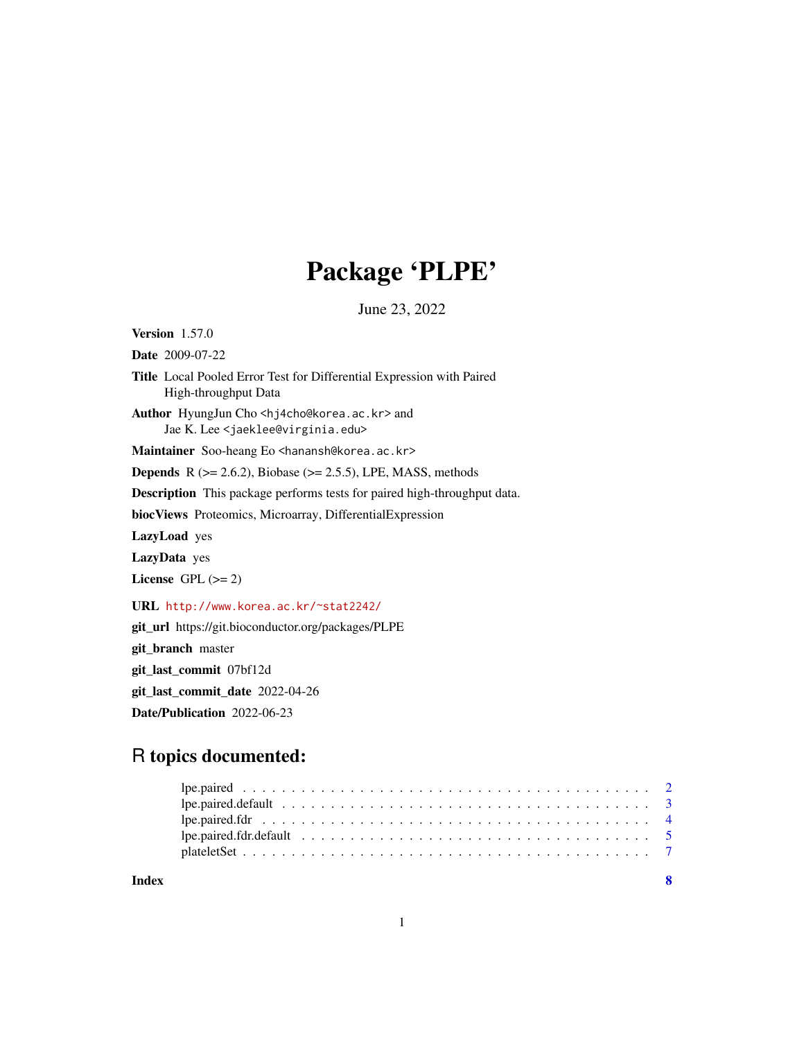# Package 'PLPE'

June 23, 2022

**Version** 1.57.0

**Date** 2009-07-22

**Title** Local Pooled Error Test for Differential Expression with Paired High-throughput Data

**Author** HyungJun Cho <hj4cho@korea.ac.kr> and Jae K. Lee <jaeklee@virginia.edu>

**Maintainer** Soo-heang Eo <hanansh@korea.ac.kr>

**Depends** R (>= 2.6.2), Biobase (>= 2.5.5), LPE, MASS, methods

**Description** This package performs tests for paired high-throughput data.

**biocViews** Proteomics, Microarray, DifferentialExpression

**LazyLoad** yes

**LazyData** yes

**License** GPL (>= 2)

**URL** http://www.korea.ac.kr/~stat2242/

**git_url** https://git.bioconductor.org/packages/PLPE

**git_branch** master

**git_last_commit** 07bf12d

**git_last_commit_date** 2022-04-26

**Date/Publication** 2022-06-23

## R topics documented:

- lpe.paired . . . . . . . . . . . . . . . . . . . . . . . . . . . . . . . . . . . . . . . . . . 2
- lpe.paired.default . . . . . . . . . . . . . . . . . . . . . . . . . . . . . . . . . . . . . . 3
- lpe.paired.fdr . . . . . . . . . . . . . . . . . . . . . . . . . . . . . . . . . . . . . . . . 4
- lpe.paired.fdr.default . . . . . . . . . . . . . . . . . . . . . . . . . . . . . . . . . . . . 5
- plateletSet . . . . . . . . . . . . . . . . . . . . . . . . . . . . . . . . . . . . . . . . . . 7

**Index** 8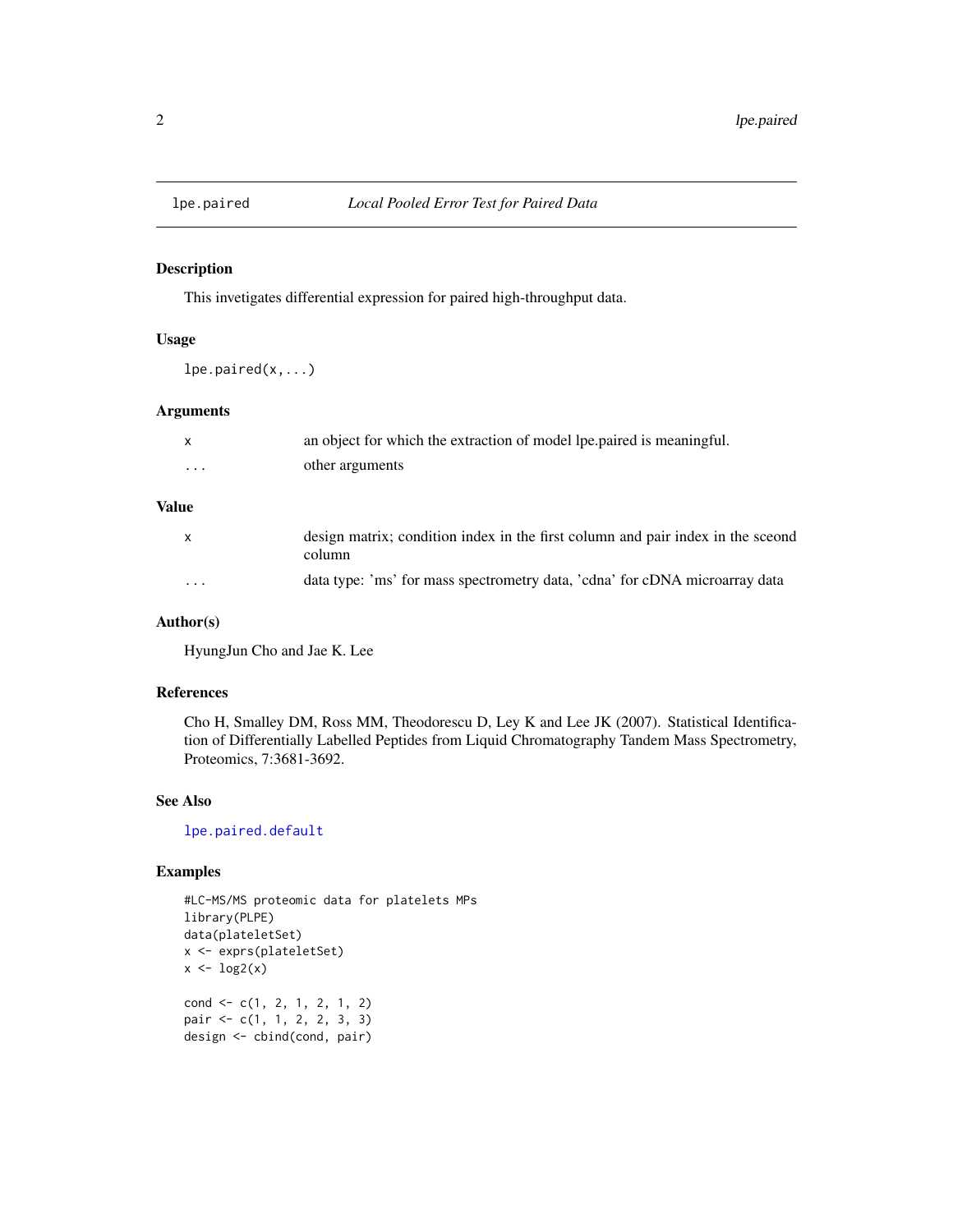# lpe.paired — *Local Pooled Error Test for Paired Data*

## Description

This invetigates differential expression for paired high-throughput data.

## Usage

```
lpe.paired(x,...)
```

## Arguments

| | |
|---|---|
| x | an object for which the extraction of model lpe.paired is meaningful. |
| ... | other arguments |

## Value

| | |
|---|---|
| x | design matrix; condition index in the first column and pair index in the sceond column |
| ... | data type: 'ms' for mass spectrometry data, 'cdna' for cDNA microarray data |

## Author(s)

HyungJun Cho and Jae K. Lee

## References

Cho H, Smalley DM, Ross MM, Theodorescu D, Ley K and Lee JK (2007). Statistical Identification of Differentially Labelled Peptides from Liquid Chromatography Tandem Mass Spectrometry, Proteomics, 7:3681-3692.

## See Also

lpe.paired.default

## Examples

```
#LC-MS/MS proteomic data for platelets MPs
library(PLPE)
data(plateletSet)
x <- exprs(plateletSet)
x <- log2(x)

cond <- c(1, 2, 1, 2, 1, 2)
pair <- c(1, 1, 2, 2, 3, 3)
design <- cbind(cond, pair)
```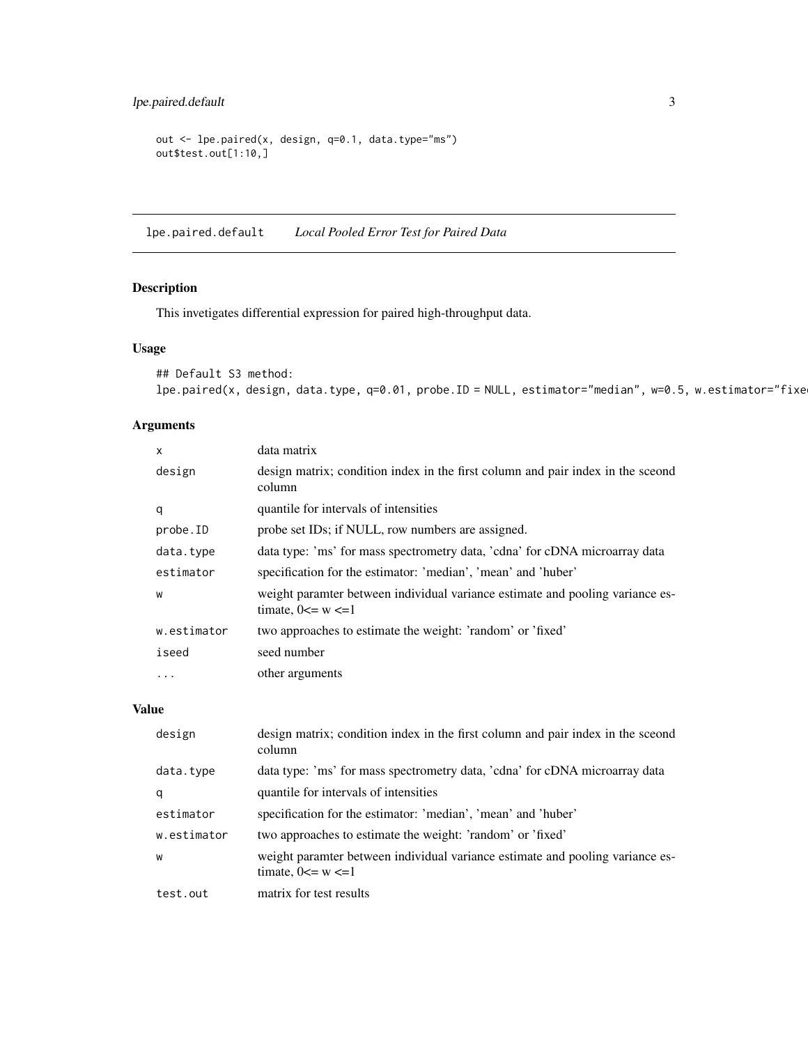```
out <- lpe.paired(x, design, q=0.1, data.type="ms")
out$test.out[1:10,]
```

---

## lpe.paired.default — *Local Pooled Error Test for Paired Data*

### Description

This invetigates differential expression for paired high-throughput data.

### Usage

```
## Default S3 method:
lpe.paired(x, design, data.type, q=0.01, probe.ID = NULL, estimator="median", w=0.5, w.estimator="fixe
```

### Arguments

| | |
|---|---|
| x | data matrix |
| design | design matrix; condition index in the first column and pair index in the sceond column |
| q | quantile for intervals of intensities |
| probe.ID | probe set IDs; if NULL, row numbers are assigned. |
| data.type | data type: 'ms' for mass spectrometry data, 'cdna' for cDNA microarray data |
| estimator | specification for the estimator: 'median', 'mean' and 'huber' |
| w | weight paramter between individual variance estimate and pooling variance estimate, 0<= w <=1 |
| w.estimator | two approaches to estimate the weight: 'random' or 'fixed' |
| iseed | seed number |
| ... | other arguments |

### Value

| | |
|---|---|
| design | design matrix; condition index in the first column and pair index in the sceond column |
| data.type | data type: 'ms' for mass spectrometry data, 'cdna' for cDNA microarray data |
| q | quantile for intervals of intensities |
| estimator | specification for the estimator: 'median', 'mean' and 'huber' |
| w.estimator | two approaches to estimate the weight: 'random' or 'fixed' |
| w | weight paramter between individual variance estimate and pooling variance estimate, 0<= w <=1 |
| test.out | matrix for test results |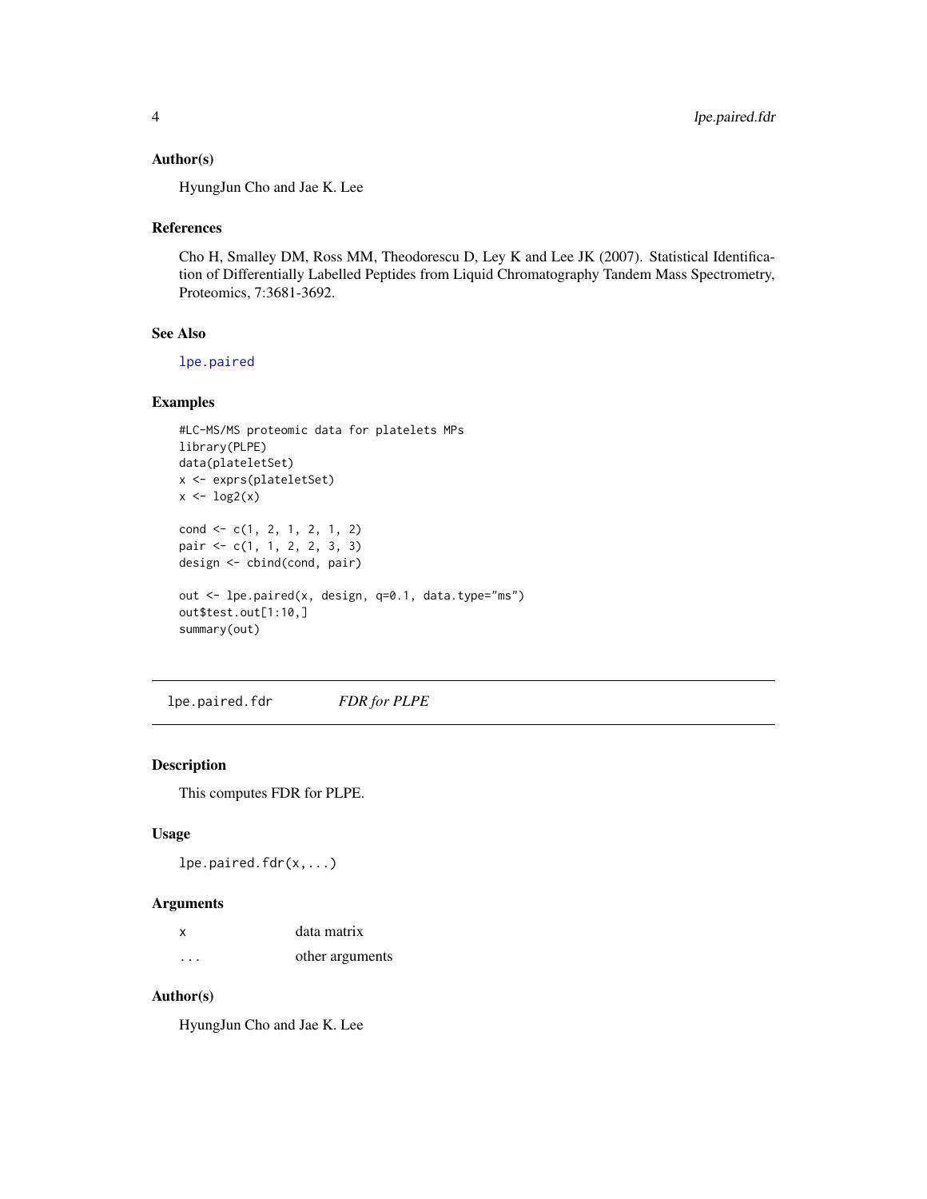### Author(s)

HyungJun Cho and Jae K. Lee

### References

Cho H, Smalley DM, Ross MM, Theodorescu D, Ley K and Lee JK (2007). Statistical Identification of Differentially Labelled Peptides from Liquid Chromatography Tandem Mass Spectrometry, Proteomics, 7:3681-3692.

### See Also

lpe.paired

### Examples

```
#LC-MS/MS proteomic data for platelets MPs
library(PLPE)
data(plateletSet)
x <- exprs(plateletSet)
x <- log2(x)

cond <- c(1, 2, 1, 2, 1, 2)
pair <- c(1, 1, 2, 2, 3, 3)
design <- cbind(cond, pair)

out <- lpe.paired(x, design, q=0.1, data.type="ms")
out$test.out[1:10,]
summary(out)
```

---

## lpe.paired.fdr *FDR for PLPE*

### Description

This computes FDR for PLPE.

### Usage

```
lpe.paired.fdr(x,...)
```

### Arguments

| | |
|---|---|
| x | data matrix |
| ... | other arguments |

### Author(s)

HyungJun Cho and Jae K. Lee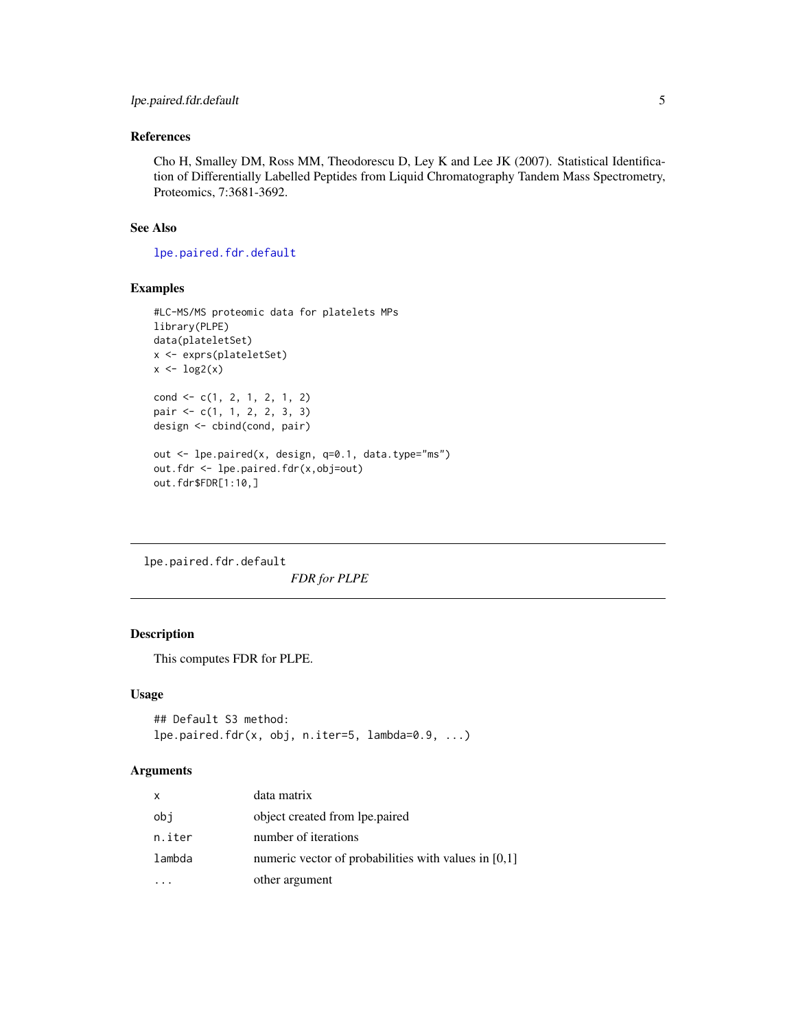### References

Cho H, Smalley DM, Ross MM, Theodorescu D, Ley K and Lee JK (2007). Statistical Identification of Differentially Labelled Peptides from Liquid Chromatography Tandem Mass Spectrometry, Proteomics, 7:3681-3692.

### See Also

lpe.paired.fdr.default

### Examples

```
#LC-MS/MS proteomic data for platelets MPs
library(PLPE)
data(plateletSet)
x <- exprs(plateletSet)
x <- log2(x)

cond <- c(1, 2, 1, 2, 1, 2)
pair <- c(1, 1, 2, 2, 3, 3)
design <- cbind(cond, pair)

out <- lpe.paired(x, design, q=0.1, data.type="ms")
out.fdr <- lpe.paired.fdr(x,obj=out)
out.fdr$FDR[1:10,]
```

---

## lpe.paired.fdr.default *FDR for PLPE*

### Description

This computes FDR for PLPE.

### Usage

```
## Default S3 method:
lpe.paired.fdr(x, obj, n.iter=5, lambda=0.9, ...)
```

### Arguments

| | |
|---|---|
| x | data matrix |
| obj | object created from lpe.paired |
| n.iter | number of iterations |
| lambda | numeric vector of probabilities with values in [0,1] |
| ... | other argument |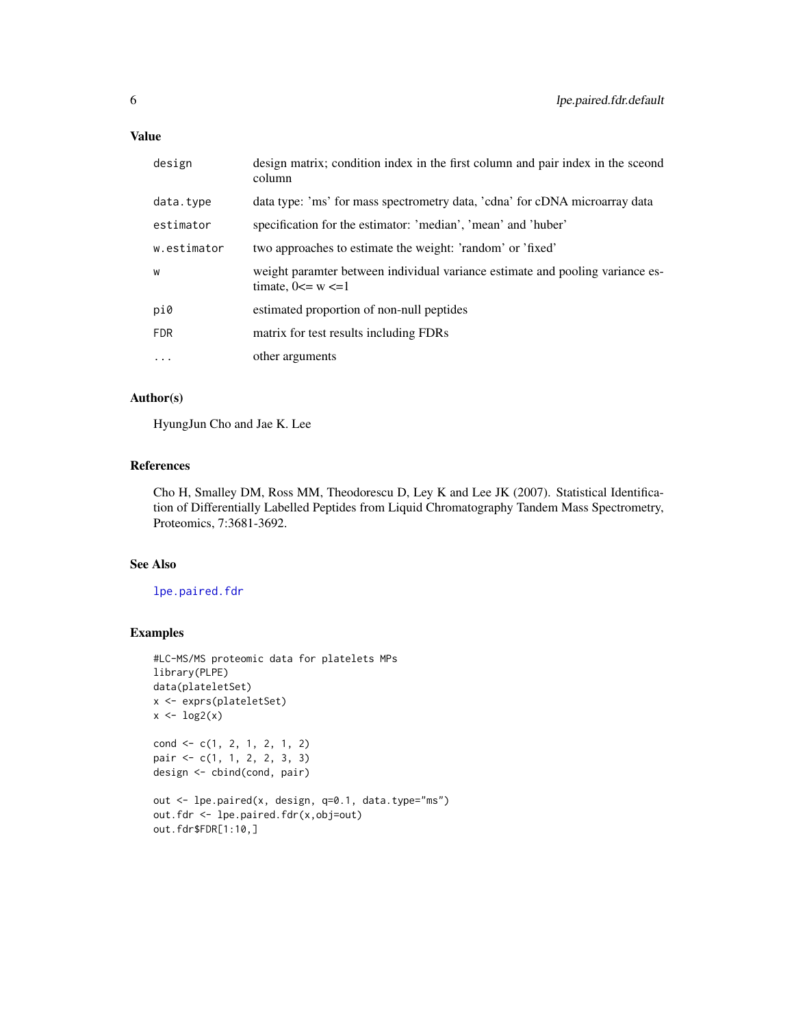## Value

| | |
|---|---|
| `design` | design matrix; condition index in the first column and pair index in the sceond column |
| `data.type` | data type: 'ms' for mass spectrometry data, 'cdna' for cDNA microarray data |
| `estimator` | specification for the estimator: 'median', 'mean' and 'huber' |
| `w.estimator` | two approaches to estimate the weight: 'random' or 'fixed' |
| `w` | weight paramter between individual variance estimate and pooling variance estimate, 0<= w <=1 |
| `pi0` | estimated proportion of non-null peptides |
| `FDR` | matrix for test results including FDRs |
| `...` | other arguments |

## Author(s)

HyungJun Cho and Jae K. Lee

## References

Cho H, Smalley DM, Ross MM, Theodorescu D, Ley K and Lee JK (2007). Statistical Identification of Differentially Labelled Peptides from Liquid Chromatography Tandem Mass Spectrometry, Proteomics, 7:3681-3692.

## See Also

`lpe.paired.fdr`

## Examples

```
#LC-MS/MS proteomic data for platelets MPs
library(PLPE)
data(plateletSet)
x <- exprs(plateletSet)
x <- log2(x)

cond <- c(1, 2, 1, 2, 1, 2)
pair <- c(1, 1, 2, 2, 3, 3)
design <- cbind(cond, pair)

out <- lpe.paired(x, design, q=0.1, data.type="ms")
out.fdr <- lpe.paired.fdr(x,obj=out)
out.fdr$FDR[1:10,]
```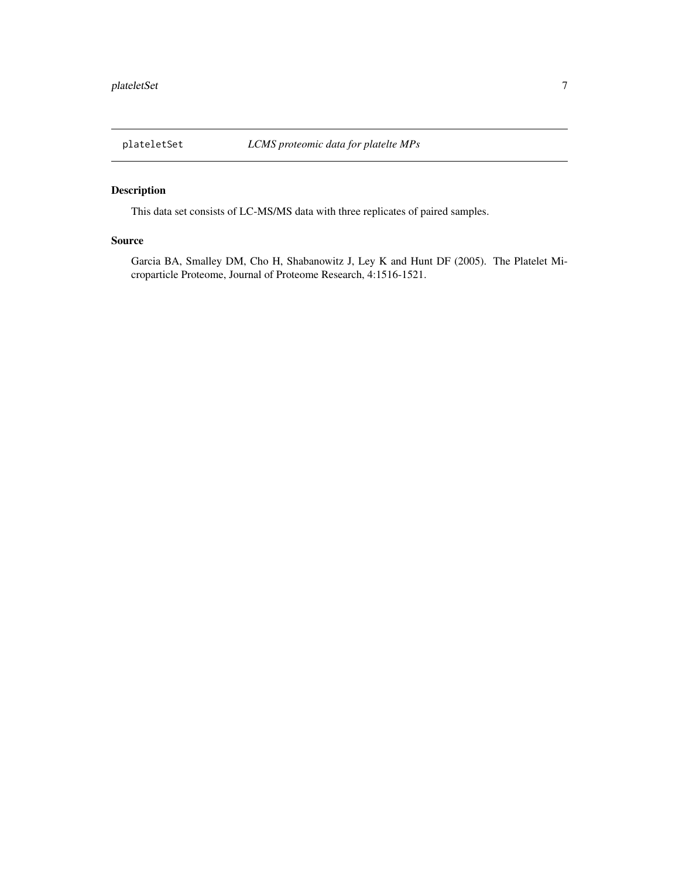plateletSet *LCMS proteomic data for platelte MPs*

## Description

This data set consists of LC-MS/MS data with three replicates of paired samples.

## Source

Garcia BA, Smalley DM, Cho H, Shabanowitz J, Ley K and Hunt DF (2005). The Platelet Microparticle Proteome, Journal of Proteome Research, 4:1516-1521.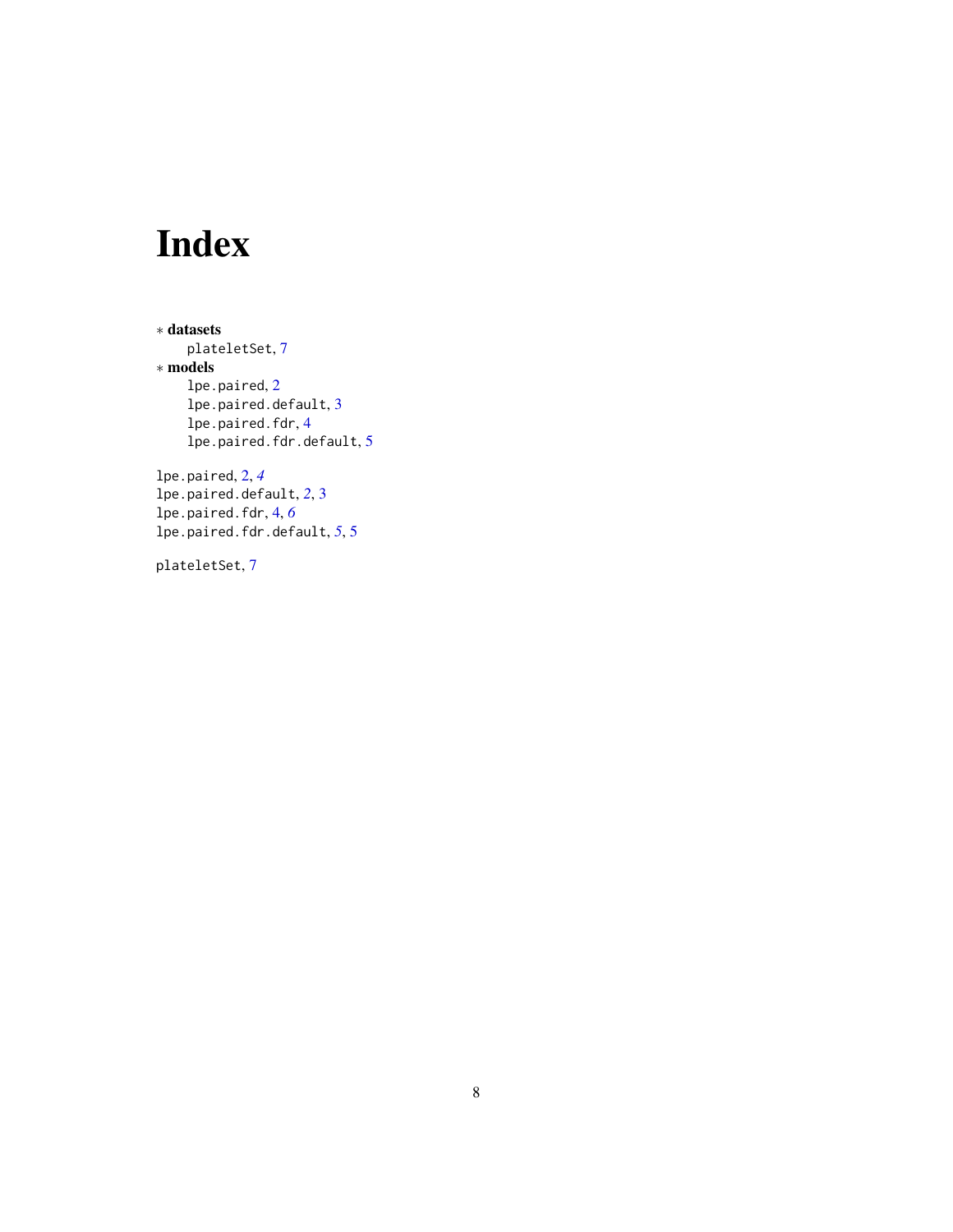# Index

∗ **datasets**

plateletSet, 7

∗ **models**

lpe.paired, 2
lpe.paired.default, 3
lpe.paired.fdr, 4
lpe.paired.fdr.default, 5

lpe.paired, 2, *4*
lpe.paired.default, *2*, 3
lpe.paired.fdr, 4, *6*
lpe.paired.fdr.default, *5*, 5

plateletSet, 7